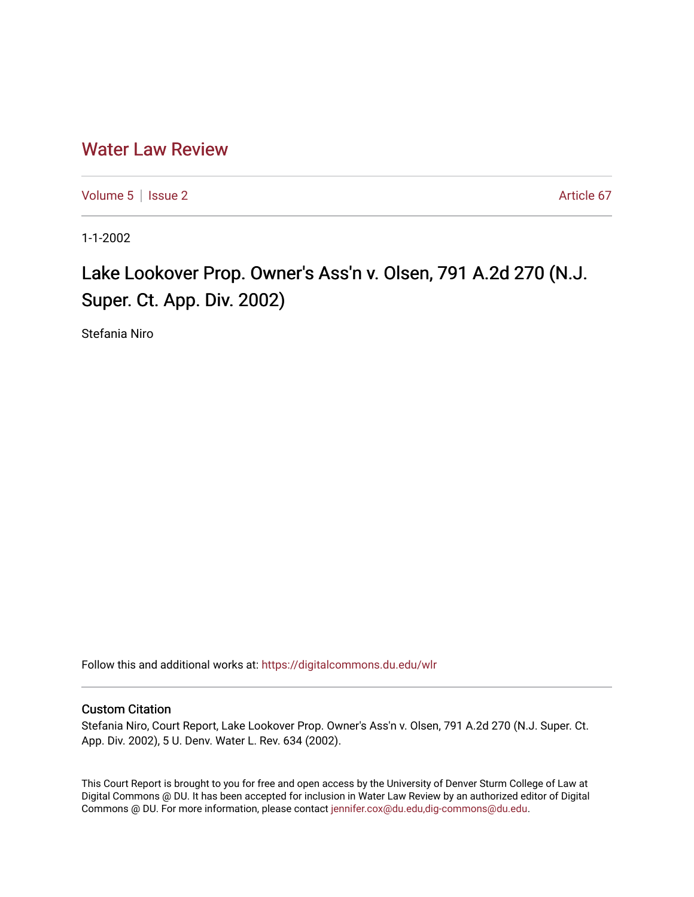# Water Law Review

Volume 5 | Issue 2 Article 67

1-1-2002

## Lake Lookover Prop. Owner's Ass'n v. Olsen, 791 A.2d 270 (N.J. Super. Ct. App. Div. 2002)

Stefania Niro

Follow this and additional works at: https://digitalcommons.du.edu/wlr

### Custom Citation

Stefania Niro, Court Report, Lake Lookover Prop. Owner's Ass'n v. Olsen, 791 A.2d 270 (N.J. Super. Ct. App. Div. 2002), 5 U. Denv. Water L. Rev. 634 (2002).

This Court Report is brought to you for free and open access by the University of Denver Sturm College of Law at Digital Commons @ DU. It has been accepted for inclusion in Water Law Review by an authorized editor of Digital Commons @ DU. For more information, please contact jennifer.cox@du.edu,dig-commons@du.edu.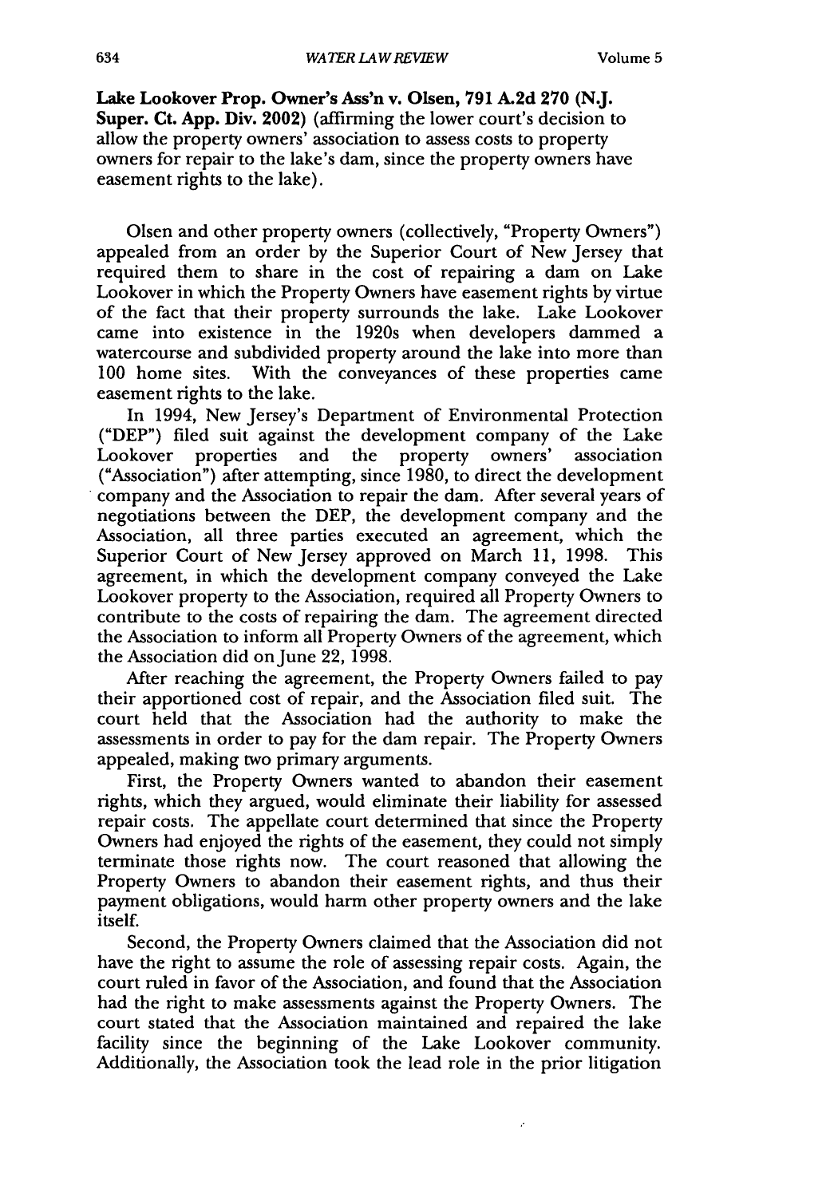**Lake Lookover Prop. Owner's Ass'n v. Olsen, 791 A.2d 270 (N.J. Super. Ct. App. Div. 2002)** (affirming the lower court's decision to allow the property owners' association to assess costs to property owners for repair to the lake's dam, since the property owners have easement rights to the lake).

Olsen and other property owners (collectively, "Property Owners") appealed from an order by the Superior Court of New Jersey that required them to share in the cost of repairing a dam on Lake Lookover in which the Property Owners have easement rights by virtue of the fact that their property surrounds the lake. Lake Lookover came into existence in the 1920s when developers dammed a watercourse and subdivided property around the lake into more than 100 home sites. With the conveyances of these properties came easement rights to the lake.

In 1994, New Jersey's Department of Environmental Protection ("DEP") filed suit against the development company of the Lake Lookover properties and the property owners' association ("Association") after attempting, since 1980, to direct the development company and the Association to repair the dam. After several years of negotiations between the DEP, the development company and the Association, all three parties executed an agreement, which the Superior Court of New Jersey approved on March 11, 1998. This agreement, in which the development company conveyed the Lake Lookover property to the Association, required all Property Owners to contribute to the costs of repairing the dam. The agreement directed the Association to inform all Property Owners of the agreement, which the Association did on June 22, 1998.

After reaching the agreement, the Property Owners failed to pay their apportioned cost of repair, and the Association filed suit. The court held that the Association had the authority to make the assessments in order to pay for the dam repair. The Property Owners appealed, making two primary arguments.

First, the Property Owners wanted to abandon their easement rights, which they argued, would eliminate their liability for assessed repair costs. The appellate court determined that since the Property Owners had enjoyed the rights of the easement, they could not simply terminate those rights now. The court reasoned that allowing the Property Owners to abandon their easement rights, and thus their payment obligations, would harm other property owners and the lake itself.

Second, the Property Owners claimed that the Association did not have the right to assume the role of assessing repair costs. Again, the court ruled in favor of the Association, and found that the Association had the right to make assessments against the Property Owners. The court stated that the Association maintained and repaired the lake facility since the beginning of the Lake Lookover community. Additionally, the Association took the lead role in the prior litigation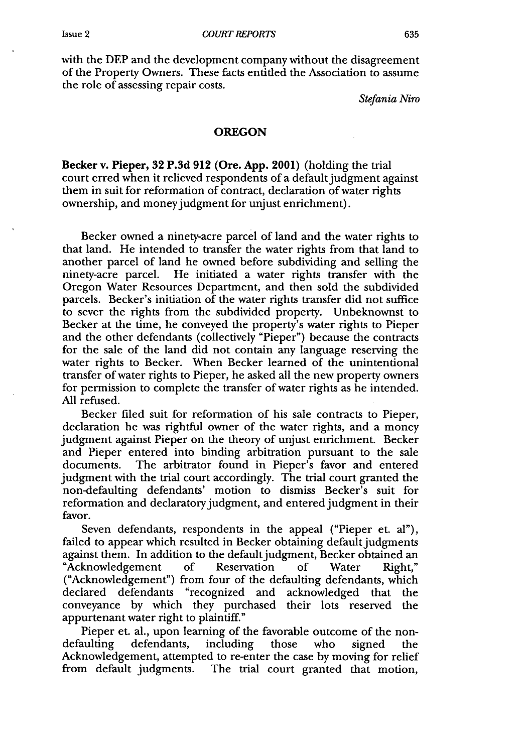with the DEP and the development company without the disagreement of the Property Owners. These facts entitled the Association to assume the role of assessing repair costs.

*Stefania Niro*

## OREGON

**Becker v. Pieper, 32 P.3d 912 (Ore. App. 2001)** (holding the trial court erred when it relieved respondents of a default judgment against them in suit for reformation of contract, declaration of water rights ownership, and money judgment for unjust enrichment).

Becker owned a ninety-acre parcel of land and the water rights to that land. He intended to transfer the water rights from that land to another parcel of land he owned before subdividing and selling the ninety-acre parcel. He initiated a water rights transfer with the Oregon Water Resources Department, and then sold the subdivided parcels. Becker's initiation of the water rights transfer did not suffice to sever the rights from the subdivided property. Unbeknownst to Becker at the time, he conveyed the property's water rights to Pieper and the other defendants (collectively "Pieper") because the contracts for the sale of the land did not contain any language reserving the water rights to Becker. When Becker learned of the unintentional transfer of water rights to Pieper, he asked all the new property owners for permission to complete the transfer of water rights as he intended. All refused.

Becker filed suit for reformation of his sale contracts to Pieper, declaration he was rightful owner of the water rights, and a money judgment against Pieper on the theory of unjust enrichment. Becker and Pieper entered into binding arbitration pursuant to the sale documents. The arbitrator found in Pieper's favor and entered judgment with the trial court accordingly. The trial court granted the non-defaulting defendants' motion to dismiss Becker's suit for reformation and declaratory judgment, and entered judgment in their favor.

Seven defendants, respondents in the appeal ("Pieper et. al"), failed to appear which resulted in Becker obtaining default judgments against them. In addition to the default judgment, Becker obtained an "Acknowledgement of Reservation of Water Right," ("Acknowledgement") from four of the defaulting defendants, which declared defendants "recognized and acknowledged that the conveyance by which they purchased their lots reserved the appurtenant water right to plaintiff."

Pieper et. al., upon learning of the favorable outcome of the non-defaulting defendants, including those who signed the Acknowledgement, attempted to re-enter the case by moving for relief from default judgments. The trial court granted that motion,